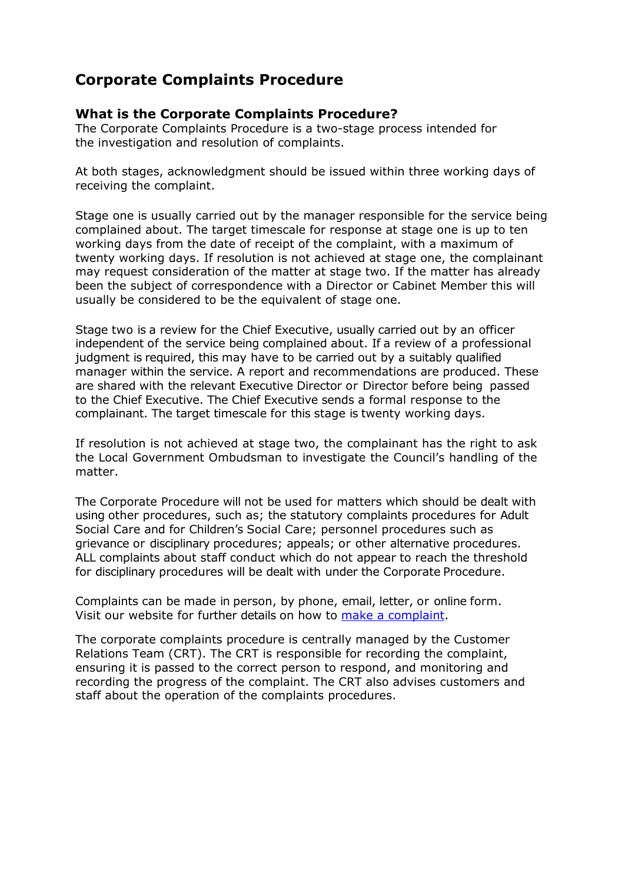# Corporate Complaints Procedure

## What is the Corporate Complaints Procedure?

The Corporate Complaints Procedure is a two-stage process intended for the investigation and resolution of complaints.

At both stages, acknowledgment should be issued within three working days of receiving the complaint.

Stage one is usually carried out by the manager responsible for the service being complained about. The target timescale for response at stage one is up to ten working days from the date of receipt of the complaint, with a maximum of twenty working days. If resolution is not achieved at stage one, the complainant may request consideration of the matter at stage two. If the matter has already been the subject of correspondence with a Director or Cabinet Member this will usually be considered to be the equivalent of stage one.

Stage two is a review for the Chief Executive, usually carried out by an officer independent of the service being complained about. If a review of a professional judgment is required, this may have to be carried out by a suitably qualified manager within the service. A report and recommendations are produced. These are shared with the relevant Executive Director or Director before being passed to the Chief Executive. The Chief Executive sends a formal response to the complainant. The target timescale for this stage is twenty working days.

If resolution is not achieved at stage two, the complainant has the right to ask the Local Government Ombudsman to investigate the Council's handling of the matter.

The Corporate Procedure will not be used for matters which should be dealt with using other procedures, such as; the statutory complaints procedures for Adult Social Care and for Children's Social Care; personnel procedures such as grievance or disciplinary procedures; appeals; or other alternative procedures. ALL complaints about staff conduct which do not appear to reach the threshold for disciplinary procedures will be dealt with under the Corporate Procedure.

Complaints can be made in person, by phone, email, letter, or online form. Visit our website for further details on how to make a complaint.

The corporate complaints procedure is centrally managed by the Customer Relations Team (CRT). The CRT is responsible for recording the complaint, ensuring it is passed to the correct person to respond, and monitoring and recording the progress of the complaint. The CRT also advises customers and staff about the operation of the complaints procedures.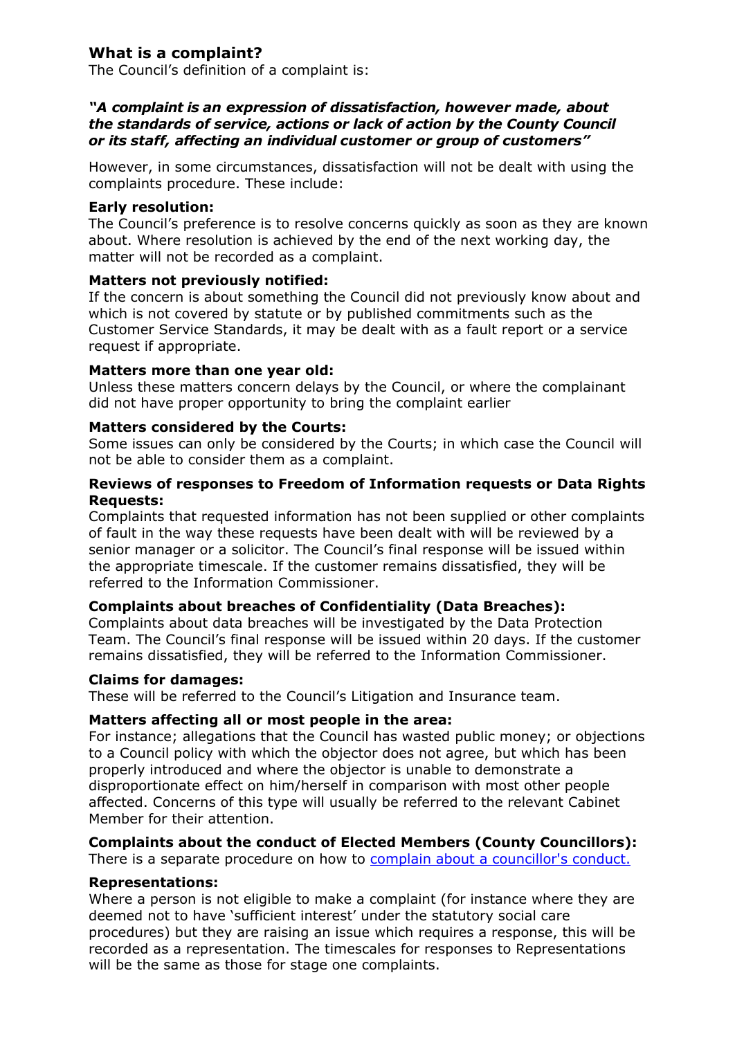## What is a complaint?

The Council's definition of a complaint is:

***"A complaint is an expression of dissatisfaction, however made, about the standards of service, actions or lack of action by the County Council or its staff, affecting an individual customer or group of customers"***

However, in some circumstances, dissatisfaction will not be dealt with using the complaints procedure. These include:

**Early resolution:**
The Council's preference is to resolve concerns quickly as soon as they are known about. Where resolution is achieved by the end of the next working day, the matter will not be recorded as a complaint.

**Matters not previously notified:**
If the concern is about something the Council did not previously know about and which is not covered by statute or by published commitments such as the Customer Service Standards, it may be dealt with as a fault report or a service request if appropriate.

**Matters more than one year old:**
Unless these matters concern delays by the Council, or where the complainant did not have proper opportunity to bring the complaint earlier

**Matters considered by the Courts:**
Some issues can only be considered by the Courts; in which case the Council will not be able to consider them as a complaint.

**Reviews of responses to Freedom of Information requests or Data Rights Requests:**
Complaints that requested information has not been supplied or other complaints of fault in the way these requests have been dealt with will be reviewed by a senior manager or a solicitor. The Council's final response will be issued within the appropriate timescale. If the customer remains dissatisfied, they will be referred to the Information Commissioner.

**Complaints about breaches of Confidentiality (Data Breaches):**
Complaints about data breaches will be investigated by the Data Protection Team. The Council's final response will be issued within 20 days. If the customer remains dissatisfied, they will be referred to the Information Commissioner.

**Claims for damages:**
These will be referred to the Council's Litigation and Insurance team.

**Matters affecting all or most people in the area:**
For instance; allegations that the Council has wasted public money; or objections to a Council policy with which the objector does not agree, but which has been properly introduced and where the objector is unable to demonstrate a disproportionate effect on him/herself in comparison with most other people affected. Concerns of this type will usually be referred to the relevant Cabinet Member for their attention.

**Complaints about the conduct of Elected Members (County Councillors):**
There is a separate procedure on how to complain about a councillor's conduct.

**Representations:**
Where a person is not eligible to make a complaint (for instance where they are deemed not to have 'sufficient interest' under the statutory social care procedures) but they are raising an issue which requires a response, this will be recorded as a representation. The timescales for responses to Representations will be the same as those for stage one complaints.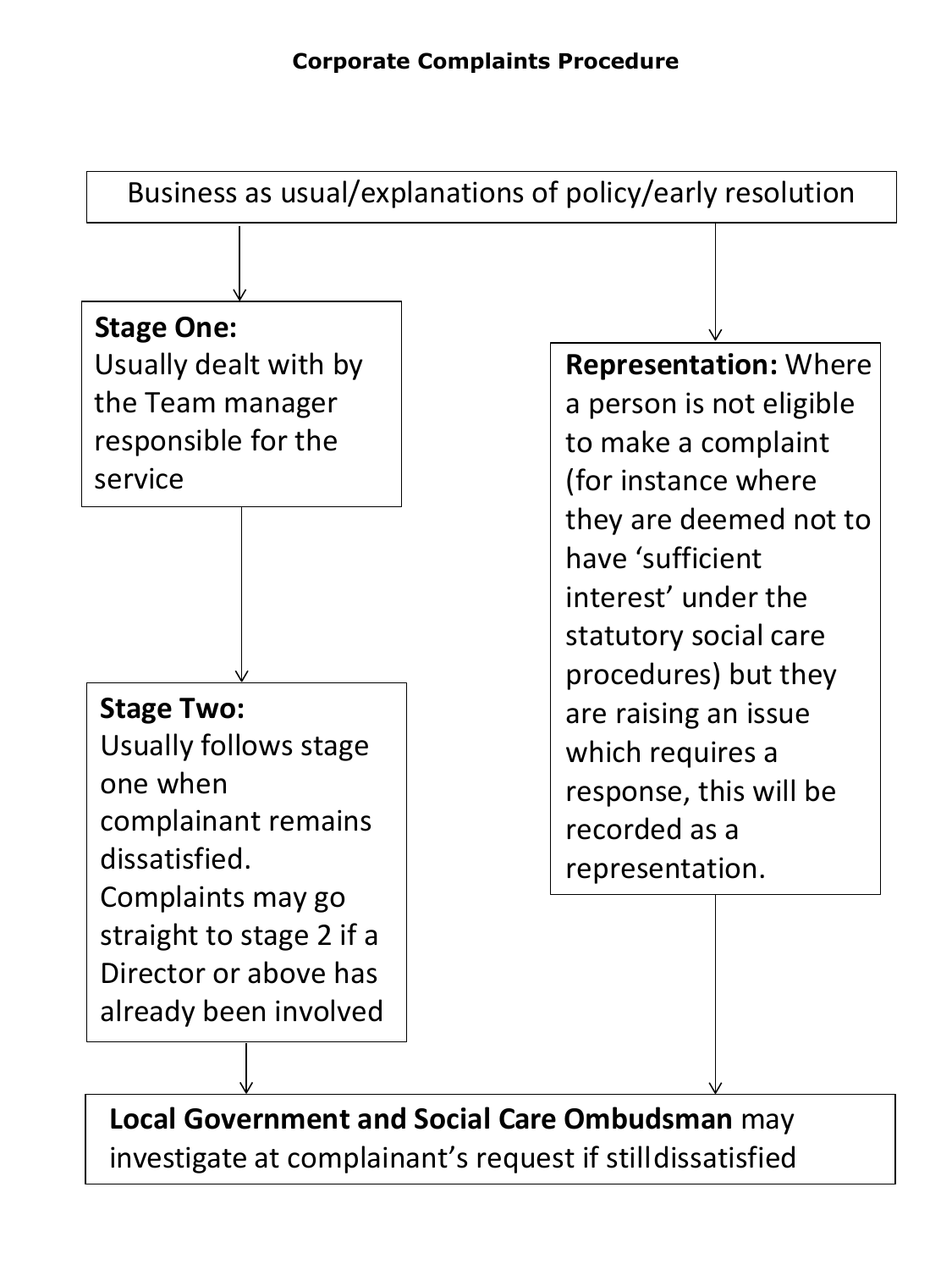**Corporate Complaints Procedure**

Business as usual/explanations of policy/early resolution

**Stage One:**
Usually dealt with by the Team manager responsible for the service

**Stage Two:**
Usually follows stage one when complainant remains dissatisfied. Complaints may go straight to stage 2 if a Director or above has already been involved

**Representation:** Where a person is not eligible to make a complaint (for instance where they are deemed not to have 'sufficient interest' under the statutory social care procedures) but they are raising an issue which requires a response, this will be recorded as a representation.

**Local Government and Social Care Ombudsman** may investigate at complainant's request if still dissatisfied